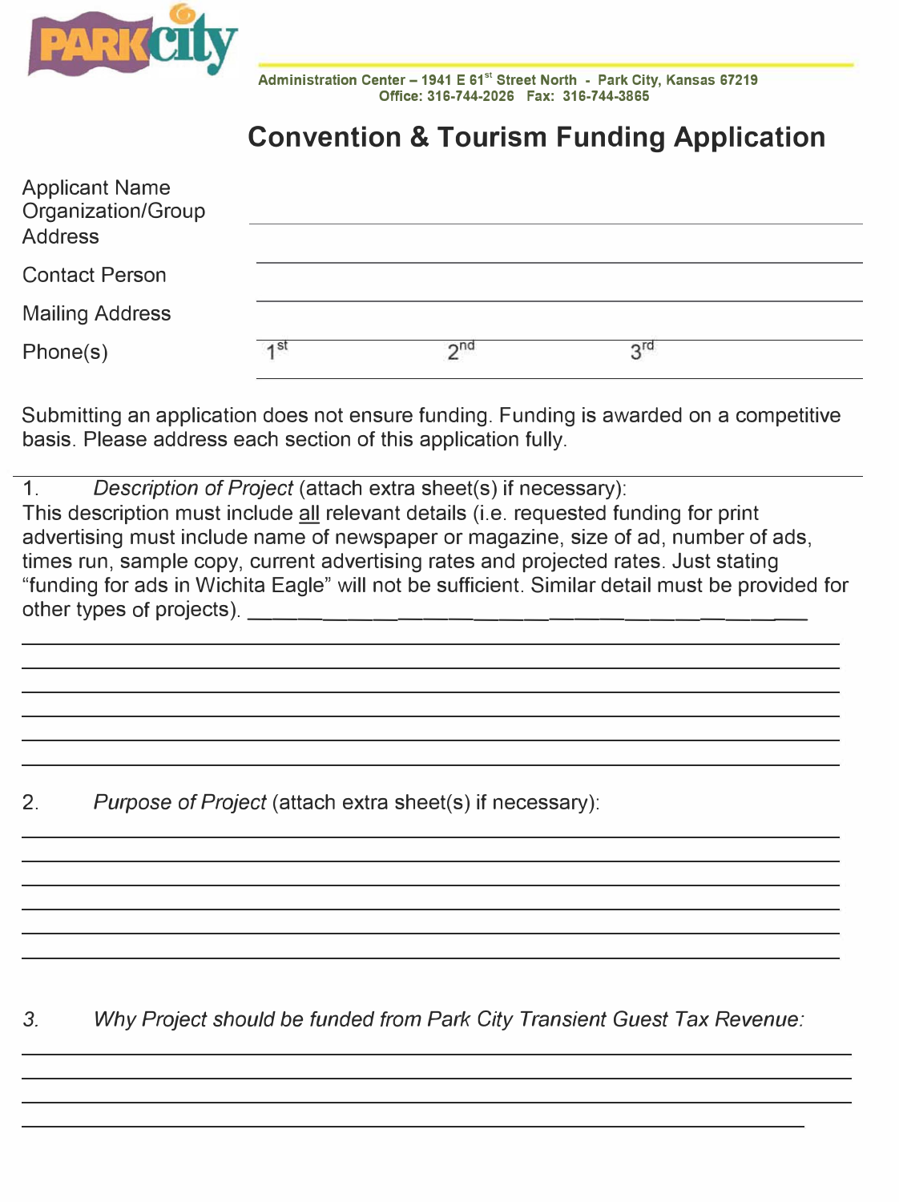PARK city

Administration Center – 1941 E 61st Street North - Park City, Kansas 67219
Office: 316-744-2026 Fax: 316-744-3865

# Convention & Tourism Funding Application

Applicant Name
Organization/Group
Address ______________________________

Contact Person ______________________________

Mailing Address ______________________________

Phone(s) 1st ______ 2nd ______ 3rd ______

Submitting an application does not ensure funding. Funding is awarded on a competitive basis. Please address each section of this application fully.

1. *Description of Project* (attach extra sheet(s) if necessary):
This description must include <u>all</u> relevant details (i.e. requested funding for print advertising must include name of newspaper or magazine, size of ad, number of ads, times run, sample copy, current advertising rates and projected rates. Just stating "funding for ads in Wichita Eagle" will not be sufficient. Similar detail must be provided for other types of projects). ______________________________

______________________________

______________________________

______________________________

______________________________

______________________________

______________________________

2. *Purpose of Project* (attach extra sheet(s) if necessary):

______________________________

______________________________

______________________________

______________________________

______________________________

______________________________

3. *Why Project should be funded from Park City Transient Guest Tax Revenue:*

______________________________

______________________________

______________________________

______________________________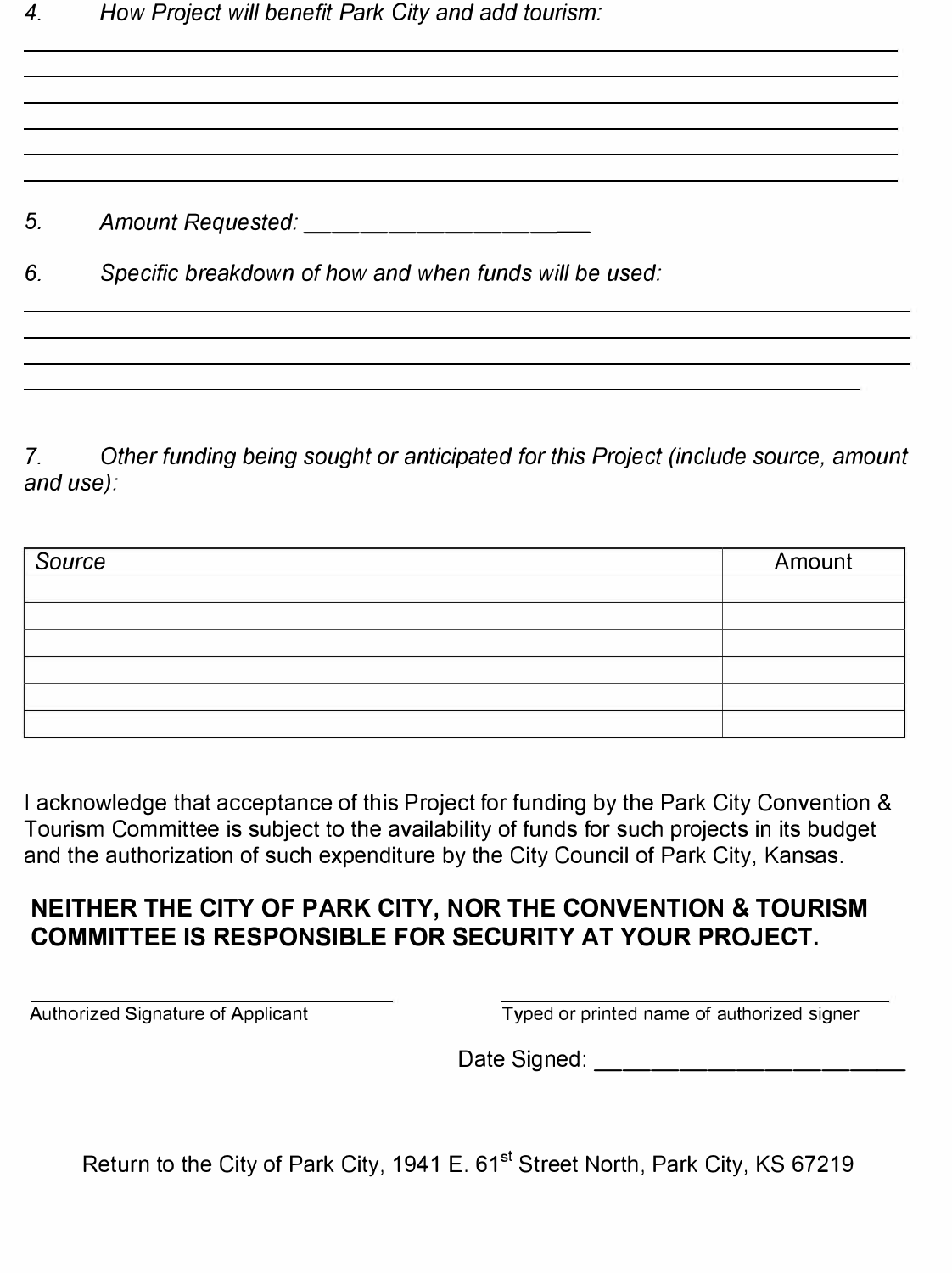4. *How Project will benefit Park City and add tourism:*

\_\_\_\_\_\_\_\_\_\_\_\_\_\_\_\_\_\_\_\_\_\_\_\_\_\_\_\_\_\_\_\_\_\_\_\_\_\_\_\_\_\_\_\_\_\_\_\_\_\_\_\_\_\_\_\_\_\_\_\_\_\_\_\_\_\_\_\_\_\_
\_\_\_\_\_\_\_\_\_\_\_\_\_\_\_\_\_\_\_\_\_\_\_\_\_\_\_\_\_\_\_\_\_\_\_\_\_\_\_\_\_\_\_\_\_\_\_\_\_\_\_\_\_\_\_\_\_\_\_\_\_\_\_\_\_\_\_\_\_\_
\_\_\_\_\_\_\_\_\_\_\_\_\_\_\_\_\_\_\_\_\_\_\_\_\_\_\_\_\_\_\_\_\_\_\_\_\_\_\_\_\_\_\_\_\_\_\_\_\_\_\_\_\_\_\_\_\_\_\_\_\_\_\_\_\_\_\_\_\_\_
\_\_\_\_\_\_\_\_\_\_\_\_\_\_\_\_\_\_\_\_\_\_\_\_\_\_\_\_\_\_\_\_\_\_\_\_\_\_\_\_\_\_\_\_\_\_\_\_\_\_\_\_\_\_\_\_\_\_\_\_\_\_\_\_\_\_\_\_\_\_
\_\_\_\_\_\_\_\_\_\_\_\_\_\_\_\_\_\_\_\_\_\_\_\_\_\_\_\_\_\_\_\_\_\_\_\_\_\_\_\_\_\_\_\_\_\_\_\_\_\_\_\_\_\_\_\_\_\_\_\_\_\_\_\_\_\_\_\_\_\_
\_\_\_\_\_\_\_\_\_\_\_\_\_\_\_\_\_\_\_\_\_\_\_\_\_\_\_\_\_\_\_\_\_\_\_\_\_\_\_\_\_\_\_\_\_\_\_\_\_\_\_\_\_\_\_\_\_\_\_\_\_\_\_\_\_\_\_\_\_\_

5. *Amount Requested:* \_\_\_\_\_\_\_\_\_\_\_\_\_\_\_\_\_\_\_\_\_\_\_\_

6. *Specific breakdown of how and when funds will be used:*

\_\_\_\_\_\_\_\_\_\_\_\_\_\_\_\_\_\_\_\_\_\_\_\_\_\_\_\_\_\_\_\_\_\_\_\_\_\_\_\_\_\_\_\_\_\_\_\_\_\_\_\_\_\_\_\_\_\_\_\_\_\_\_\_\_\_\_\_\_\_
\_\_\_\_\_\_\_\_\_\_\_\_\_\_\_\_\_\_\_\_\_\_\_\_\_\_\_\_\_\_\_\_\_\_\_\_\_\_\_\_\_\_\_\_\_\_\_\_\_\_\_\_\_\_\_\_\_\_\_\_\_\_\_\_\_\_\_\_\_\_
\_\_\_\_\_\_\_\_\_\_\_\_\_\_\_\_\_\_\_\_\_\_\_\_\_\_\_\_\_\_\_\_\_\_\_\_\_\_\_\_\_\_\_\_\_\_\_\_\_\_\_\_\_\_\_\_\_\_\_\_\_\_\_\_\_\_\_\_\_\_
\_\_\_\_\_\_\_\_\_\_\_\_\_\_\_\_\_\_\_\_\_\_\_\_\_\_\_\_\_\_\_\_\_\_\_\_\_\_\_\_\_\_\_\_\_\_\_\_\_\_\_\_\_\_\_\_\_\_\_\_\_\_\_\_\_\_\_

7. *Other funding being sought or anticipated for this Project (include source, amount and use):*

| *Source* | Amount |
|---|---|
| | |
| | |
| | |
| | |
| | |
| | |

I acknowledge that acceptance of this Project for funding by the Park City Convention & Tourism Committee is subject to the availability of funds for such projects in its budget and the authorization of such expenditure by the City Council of Park City, Kansas.

**NEITHER THE CITY OF PARK CITY, NOR THE CONVENTION & TOURISM COMMITTEE IS RESPONSIBLE FOR SECURITY AT YOUR PROJECT.**

\_\_\_\_\_\_\_\_\_\_\_\_\_\_\_\_\_\_\_\_\_\_\_\_\_\_\_\_\_\_ &nbsp;&nbsp;&nbsp;&nbsp; \_\_\_\_\_\_\_\_\_\_\_\_\_\_\_\_\_\_\_\_\_\_\_\_\_\_\_\_\_\_
Authorized Signature of Applicant &nbsp;&nbsp;&nbsp;&nbsp; Typed or printed name of authorized signer

Date Signed: \_\_\_\_\_\_\_\_\_\_\_\_\_\_\_\_\_\_\_\_\_\_\_\_\_\_

Return to the City of Park City, 1941 E. 61st Street North, Park City, KS 67219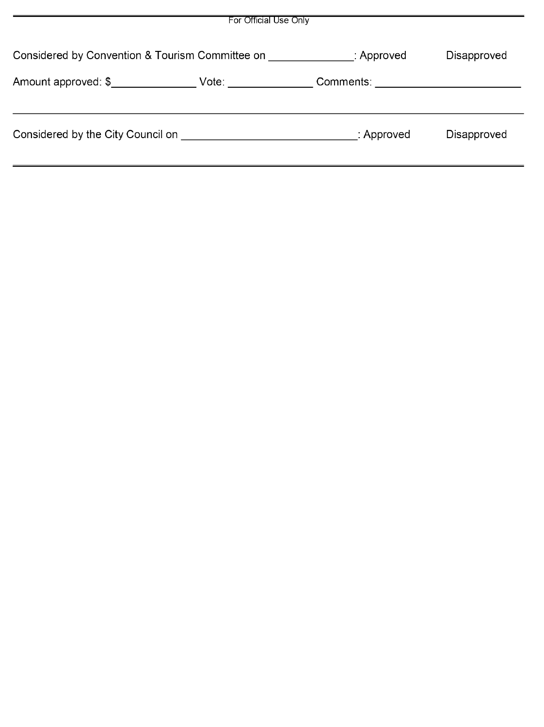For Official Use Only

Considered by Convention & Tourism Committee on _____________: Approved Disapproved

Amount approved: $______________ Vote: ______________ Comments: ________________________

---

Considered by the City Council on ____________________________: Approved Disapproved

---